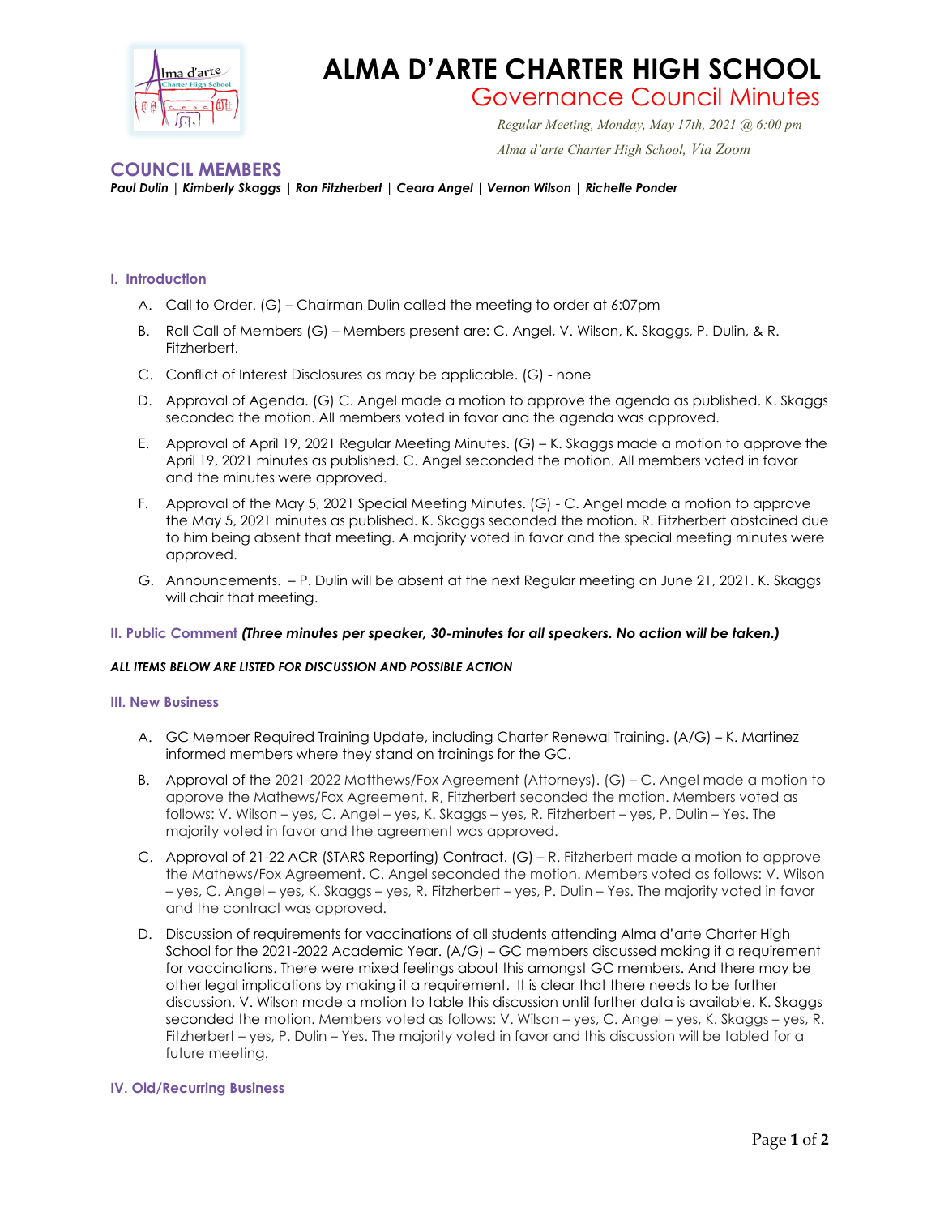# ALMA D'ARTE CHARTER HIGH SCHOOL

## Governance Council Minutes

*Regular Meeting, Monday, May 17th, 2021 @ 6:00 pm*

*Alma d'arte Charter High School, Via Zoom*

## COUNCIL MEMBERS

***Paul Dulin | Kimberly Skaggs | Ron Fitzherbert | Ceara Angel | Vernon Wilson | Richelle Ponder***

### I. Introduction

A. Call to Order. (G) – Chairman Dulin called the meeting to order at 6:07pm

B. Roll Call of Members (G) – Members present are: C. Angel, V. Wilson, K. Skaggs, P. Dulin, & R. Fitzherbert.

C. Conflict of Interest Disclosures as may be applicable. (G) - none

D. Approval of Agenda. (G) C. Angel made a motion to approve the agenda as published. K. Skaggs seconded the motion. All members voted in favor and the agenda was approved.

E. Approval of April 19, 2021 Regular Meeting Minutes. (G) – K. Skaggs made a motion to approve the April 19, 2021 minutes as published. C. Angel seconded the motion. All members voted in favor and the minutes were approved.

F. Approval of the May 5, 2021 Special Meeting Minutes. (G) - C. Angel made a motion to approve the May 5, 2021 minutes as published. K. Skaggs seconded the motion. R. Fitzherbert abstained due to him being absent that meeting. A majority voted in favor and the special meeting minutes were approved.

G. Announcements. – P. Dulin will be absent at the next Regular meeting on June 21, 2021. K. Skaggs will chair that meeting.

### II. Public Comment *(Three minutes per speaker, 30-minutes for all speakers. No action will be taken.)*

***ALL ITEMS BELOW ARE LISTED FOR DISCUSSION AND POSSIBLE ACTION***

### III. New Business

A. GC Member Required Training Update, including Charter Renewal Training. (A/G) – K. Martinez informed members where they stand on trainings for the GC.

B. Approval of the 2021-2022 Matthews/Fox Agreement (Attorneys). (G) – C. Angel made a motion to approve the Mathews/Fox Agreement. R, Fitzherbert seconded the motion. Members voted as follows: V. Wilson – yes, C. Angel – yes, K. Skaggs – yes, R. Fitzherbert – yes, P. Dulin – Yes. The majority voted in favor and the agreement was approved.

C. Approval of 21-22 ACR (STARS Reporting) Contract. (G) – R. Fitzherbert made a motion to approve the Mathews/Fox Agreement. C. Angel seconded the motion. Members voted as follows: V. Wilson – yes, C. Angel – yes, K. Skaggs – yes, R. Fitzherbert – yes, P. Dulin – Yes. The majority voted in favor and the contract was approved.

D. Discussion of requirements for vaccinations of all students attending Alma d'arte Charter High School for the 2021-2022 Academic Year. (A/G) – GC members discussed making it a requirement for vaccinations. There were mixed feelings about this amongst GC members. And there may be other legal implications by making it a requirement. It is clear that there needs to be further discussion. V. Wilson made a motion to table this discussion until further data is available. K. Skaggs seconded the motion. Members voted as follows: V. Wilson – yes, C. Angel – yes, K. Skaggs – yes, R. Fitzherbert – yes, P. Dulin – Yes. The majority voted in favor and this discussion will be tabled for a future meeting.

### IV. Old/Recurring Business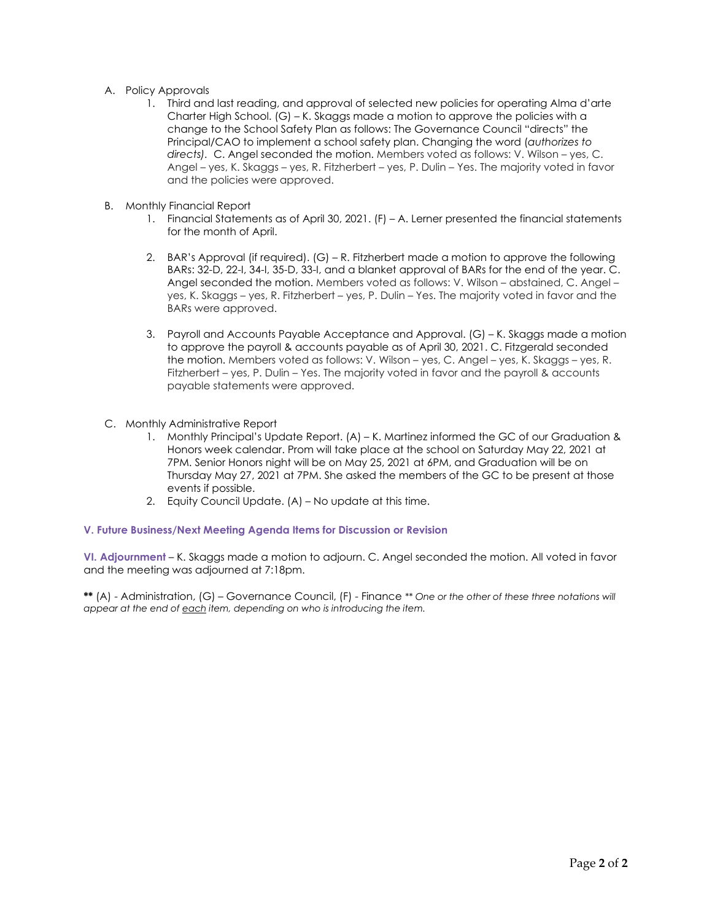A. Policy Approvals
   1. Third and last reading, and approval of selected new policies for operating Alma d'arte Charter High School. (G) – K. Skaggs made a motion to approve the policies with a change to the School Safety Plan as follows: The Governance Council "directs" the Principal/CAO to implement a school safety plan. Changing the word (*authorizes to directs)*. C. Angel seconded the motion. Members voted as follows: V. Wilson – yes, C. Angel – yes, K. Skaggs – yes, R. Fitzherbert – yes, P. Dulin – Yes. The majority voted in favor and the policies were approved.

B. Monthly Financial Report
   1. Financial Statements as of April 30, 2021. (F) – A. Lerner presented the financial statements for the month of April.

   2. BAR's Approval (if required). (G) – R. Fitzherbert made a motion to approve the following BARs: 32-D, 22-I, 34-I, 35-D, 33-I, and a blanket approval of BARs for the end of the year. C. Angel seconded the motion. Members voted as follows: V. Wilson – abstained, C. Angel – yes, K. Skaggs – yes, R. Fitzherbert – yes, P. Dulin – Yes. The majority voted in favor and the BARs were approved.

   3. Payroll and Accounts Payable Acceptance and Approval. (G) – K. Skaggs made a motion to approve the payroll & accounts payable as of April 30, 2021. C. Fitzgerald seconded the motion. Members voted as follows: V. Wilson – yes, C. Angel – yes, K. Skaggs – yes, R. Fitzherbert – yes, P. Dulin – Yes. The majority voted in favor and the payroll & accounts payable statements were approved.

C. Monthly Administrative Report
   1. Monthly Principal's Update Report. (A) – K. Martinez informed the GC of our Graduation & Honors week calendar. Prom will take place at the school on Saturday May 22, 2021 at 7PM. Senior Honors night will be on May 25, 2021 at 6PM, and Graduation will be on Thursday May 27, 2021 at 7PM. She asked the members of the GC to be present at those events if possible.
   2. Equity Council Update. (A) – No update at this time.

**V. Future Business/Next Meeting Agenda Items for Discussion or Revision**

**VI. Adjournment** – K. Skaggs made a motion to adjourn. C. Angel seconded the motion. All voted in favor and the meeting was adjourned at 7:18pm.

**\*\*** (A) - Administration, (G) – Governance Council, (F) - Finance *\*\* One or the other of these three notations will appear at the end of each item, depending on who is introducing the item.*